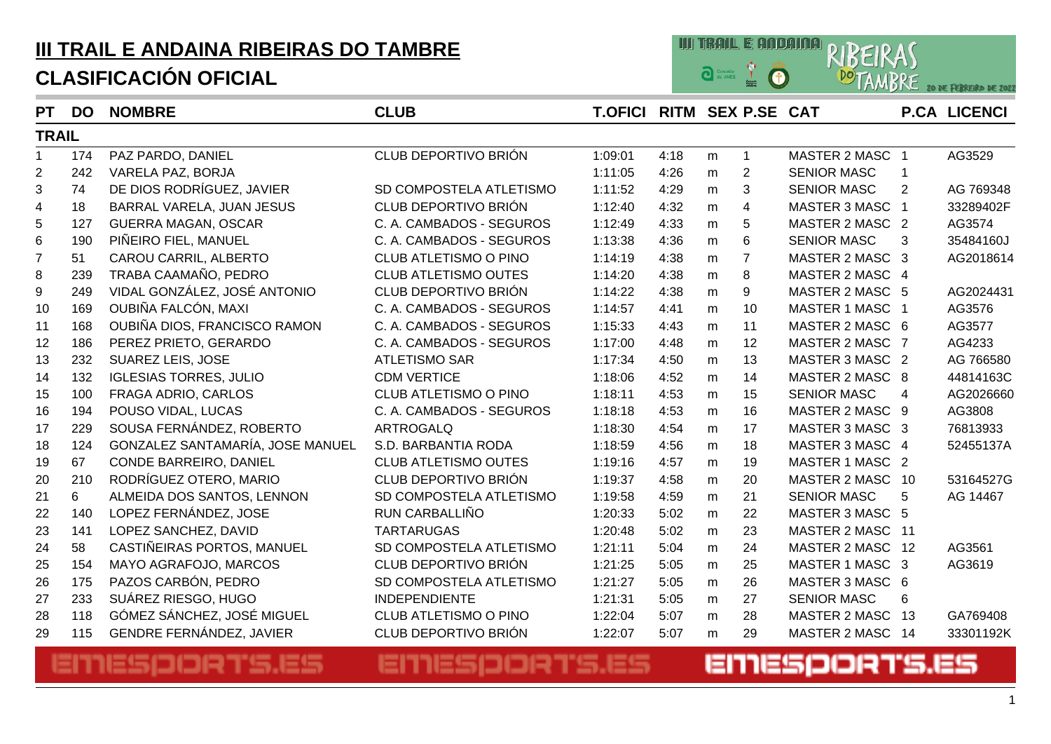# III TRAIL E ANDAINA RIBEIRAS DO TAMBRE

## CLASIFICACIÓN OFICIAL

| PT | DO | NOMBRE | CLUB | T.OFICI | RITM | SEX | P.SE | CAT | P.CA | LICENCI |
|---|---|---|---|---|---|---|---|---|---|---|
| **TRAIL** | | | | | | | | | | |
| 1 | 174 | PAZ PARDO, DANIEL | CLUB DEPORTIVO BRIÓN | 1:09:01 | 4:18 | m | 1 | MASTER 2 MASC | 1 | AG3529 |
| 2 | 242 | VARELA PAZ, BORJA | | 1:11:05 | 4:26 | m | 2 | SENIOR MASC | 1 | |
| 3 | 74 | DE DIOS RODRÍGUEZ, JAVIER | SD COMPOSTELA ATLETISMO | 1:11:52 | 4:29 | m | 3 | SENIOR MASC | 2 | AG 769348 |
| 4 | 18 | BARRAL VARELA, JUAN JESUS | CLUB DEPORTIVO BRIÓN | 1:12:40 | 4:32 | m | 4 | MASTER 3 MASC | 1 | 33289402F |
| 5 | 127 | GUERRA MAGAN, OSCAR | C. A. CAMBADOS - SEGUROS | 1:12:49 | 4:33 | m | 5 | MASTER 2 MASC | 2 | AG3574 |
| 6 | 190 | PIÑEIRO FIEL, MANUEL | C. A. CAMBADOS - SEGUROS | 1:13:38 | 4:36 | m | 6 | SENIOR MASC | 3 | 35484160J |
| 7 | 51 | CAROU CARRIL, ALBERTO | CLUB ATLETISMO O PINO | 1:14:19 | 4:38 | m | 7 | MASTER 2 MASC | 3 | AG2018614 |
| 8 | 239 | TRABA CAAMAÑO, PEDRO | CLUB ATLETISMO OUTES | 1:14:20 | 4:38 | m | 8 | MASTER 2 MASC | 4 | |
| 9 | 249 | VIDAL GONZÁLEZ, JOSÉ ANTONIO | CLUB DEPORTIVO BRIÓN | 1:14:22 | 4:38 | m | 9 | MASTER 2 MASC | 5 | AG2024431 |
| 10 | 169 | OUBIÑA FALCÓN, MAXI | C. A. CAMBADOS - SEGUROS | 1:14:57 | 4:41 | m | 10 | MASTER 1 MASC | 1 | AG3576 |
| 11 | 168 | OUBIÑA DIOS, FRANCISCO RAMON | C. A. CAMBADOS - SEGUROS | 1:15:33 | 4:43 | m | 11 | MASTER 2 MASC | 6 | AG3577 |
| 12 | 186 | PEREZ PRIETO, GERARDO | C. A. CAMBADOS - SEGUROS | 1:17:00 | 4:48 | m | 12 | MASTER 2 MASC | 7 | AG4233 |
| 13 | 232 | SUAREZ LEIS, JOSE | ATLETISMO SAR | 1:17:34 | 4:50 | m | 13 | MASTER 3 MASC | 2 | AG 766580 |
| 14 | 132 | IGLESIAS TORRES, JULIO | CDM VERTICE | 1:18:06 | 4:52 | m | 14 | MASTER 2 MASC | 8 | 44814163C |
| 15 | 100 | FRAGA ADRIO, CARLOS | CLUB ATLETISMO O PINO | 1:18:11 | 4:53 | m | 15 | SENIOR MASC | 4 | AG2026660 |
| 16 | 194 | POUSO VIDAL, LUCAS | C. A. CAMBADOS - SEGUROS | 1:18:18 | 4:53 | m | 16 | MASTER 2 MASC | 9 | AG3808 |
| 17 | 229 | SOUSA FERNÁNDEZ, ROBERTO | ARTROGALQ | 1:18:30 | 4:54 | m | 17 | MASTER 3 MASC | 3 | 76813933 |
| 18 | 124 | GONZALEZ SANTAMARÍA, JOSE MANUEL | S.D. BARBANTIA RODA | 1:18:59 | 4:56 | m | 18 | MASTER 3 MASC | 4 | 52455137A |
| 19 | 67 | CONDE BARREIRO, DANIEL | CLUB ATLETISMO OUTES | 1:19:16 | 4:57 | m | 19 | MASTER 1 MASC | 2 | |
| 20 | 210 | RODRÍGUEZ OTERO, MARIO | CLUB DEPORTIVO BRIÓN | 1:19:37 | 4:58 | m | 20 | MASTER 2 MASC | 10 | 53164527G |
| 21 | 6 | ALMEIDA DOS SANTOS, LENNON | SD COMPOSTELA ATLETISMO | 1:19:58 | 4:59 | m | 21 | SENIOR MASC | 5 | AG 14467 |
| 22 | 140 | LOPEZ FERNÁNDEZ, JOSE | RUN CARBALLIÑO | 1:20:33 | 5:02 | m | 22 | MASTER 3 MASC | 5 | |
| 23 | 141 | LOPEZ SANCHEZ, DAVID | TARTARUGAS | 1:20:48 | 5:02 | m | 23 | MASTER 2 MASC | 11 | |
| 24 | 58 | CASTIÑEIRAS PORTOS, MANUEL | SD COMPOSTELA ATLETISMO | 1:21:11 | 5:04 | m | 24 | MASTER 2 MASC | 12 | AG3561 |
| 25 | 154 | MAYO AGRAFOJO, MARCOS | CLUB DEPORTIVO BRIÓN | 1:21:25 | 5:05 | m | 25 | MASTER 1 MASC | 3 | AG3619 |
| 26 | 175 | PAZOS CARBÓN, PEDRO | SD COMPOSTELA ATLETISMO | 1:21:27 | 5:05 | m | 26 | MASTER 3 MASC | 6 | |
| 27 | 233 | SUÁREZ RIESGO, HUGO | INDEPENDIENTE | 1:21:31 | 5:05 | m | 27 | SENIOR MASC | 6 | |
| 28 | 118 | GÓMEZ SÁNCHEZ, JOSÉ MIGUEL | CLUB ATLETISMO O PINO | 1:22:04 | 5:07 | m | 28 | MASTER 2 MASC | 13 | GA769408 |
| 29 | 115 | GENDRE FERNÁNDEZ, JAVIER | CLUB DEPORTIVO BRIÓN | 1:22:07 | 5:07 | m | 29 | MASTER 2 MASC | 14 | 33301192K |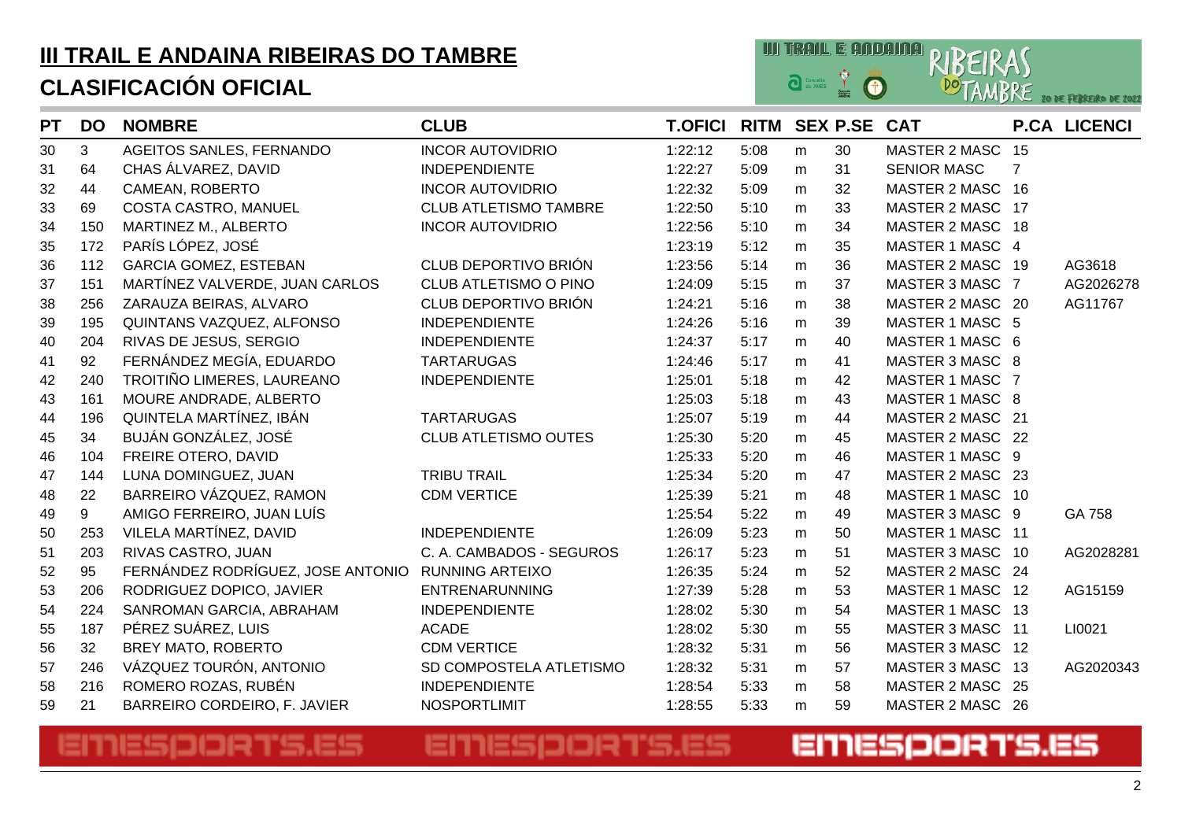# III TRAIL E ANDAINA RIBEIRAS DO TAMBRE

## CLASIFICACIÓN OFICIAL

| PT | DO | NOMBRE | CLUB | T.OFICI | RITM | SEX | P.SE | CAT | P.CA | LICENCI |
|---|---|---|---|---|---|---|---|---|---|---|
| 30 | 3 | AGEITOS SANLES, FERNANDO | INCOR AUTOVIDRIO | 1:22:12 | 5:08 | m | 30 | MASTER 2 MASC | 15 | |
| 31 | 64 | CHAS ÁLVAREZ, DAVID | INDEPENDIENTE | 1:22:27 | 5:09 | m | 31 | SENIOR MASC | 7 | |
| 32 | 44 | CAMEAN, ROBERTO | INCOR AUTOVIDRIO | 1:22:32 | 5:09 | m | 32 | MASTER 2 MASC | 16 | |
| 33 | 69 | COSTA CASTRO, MANUEL | CLUB ATLETISMO TAMBRE | 1:22:50 | 5:10 | m | 33 | MASTER 2 MASC | 17 | |
| 34 | 150 | MARTINEZ M., ALBERTO | INCOR AUTOVIDRIO | 1:22:56 | 5:10 | m | 34 | MASTER 2 MASC | 18 | |
| 35 | 172 | PARÍS LÓPEZ, JOSÉ | | 1:23:19 | 5:12 | m | 35 | MASTER 1 MASC | 4 | |
| 36 | 112 | GARCIA GOMEZ, ESTEBAN | CLUB DEPORTIVO BRIÓN | 1:23:56 | 5:14 | m | 36 | MASTER 2 MASC | 19 | AG3618 |
| 37 | 151 | MARTÍNEZ VALVERDE, JUAN CARLOS | CLUB ATLETISMO O PINO | 1:24:09 | 5:15 | m | 37 | MASTER 3 MASC | 7 | AG2026278 |
| 38 | 256 | ZARAUZA BEIRAS, ALVARO | CLUB DEPORTIVO BRIÓN | 1:24:21 | 5:16 | m | 38 | MASTER 2 MASC | 20 | AG11767 |
| 39 | 195 | QUINTANS VAZQUEZ, ALFONSO | INDEPENDIENTE | 1:24:26 | 5:16 | m | 39 | MASTER 1 MASC | 5 | |
| 40 | 204 | RIVAS DE JESUS, SERGIO | INDEPENDIENTE | 1:24:37 | 5:17 | m | 40 | MASTER 1 MASC | 6 | |
| 41 | 92 | FERNÁNDEZ MEGÍA, EDUARDO | TARTARUGAS | 1:24:46 | 5:17 | m | 41 | MASTER 3 MASC | 8 | |
| 42 | 240 | TROITIÑO LIMERES, LAUREANO | INDEPENDIENTE | 1:25:01 | 5:18 | m | 42 | MASTER 1 MASC | 7 | |
| 43 | 161 | MOURE ANDRADE, ALBERTO | | 1:25:03 | 5:18 | m | 43 | MASTER 1 MASC | 8 | |
| 44 | 196 | QUINTELA MARTÍNEZ, IBÁN | TARTARUGAS | 1:25:07 | 5:19 | m | 44 | MASTER 2 MASC | 21 | |
| 45 | 34 | BUJÁN GONZÁLEZ, JOSÉ | CLUB ATLETISMO OUTES | 1:25:30 | 5:20 | m | 45 | MASTER 2 MASC | 22 | |
| 46 | 104 | FREIRE OTERO, DAVID | | 1:25:33 | 5:20 | m | 46 | MASTER 1 MASC | 9 | |
| 47 | 144 | LUNA DOMINGUEZ, JUAN | TRIBU TRAIL | 1:25:34 | 5:20 | m | 47 | MASTER 2 MASC | 23 | |
| 48 | 22 | BARREIRO VÁZQUEZ, RAMON | CDM VERTICE | 1:25:39 | 5:21 | m | 48 | MASTER 1 MASC | 10 | |
| 49 | 9 | AMIGO FERREIRO, JUAN LUÍS | | 1:25:54 | 5:22 | m | 49 | MASTER 3 MASC | 9 | GA 758 |
| 50 | 253 | VILELA MARTÍNEZ, DAVID | INDEPENDIENTE | 1:26:09 | 5:23 | m | 50 | MASTER 1 MASC | 11 | |
| 51 | 203 | RIVAS CASTRO, JUAN | C. A. CAMBADOS - SEGUROS | 1:26:17 | 5:23 | m | 51 | MASTER 3 MASC | 10 | AG2028281 |
| 52 | 95 | FERNÁNDEZ RODRÍGUEZ, JOSE ANTONIO | RUNNING ARTEIXO | 1:26:35 | 5:24 | m | 52 | MASTER 2 MASC | 24 | |
| 53 | 206 | RODRIGUEZ DOPICO, JAVIER | ENTRENARUNNING | 1:27:39 | 5:28 | m | 53 | MASTER 1 MASC | 12 | AG15159 |
| 54 | 224 | SANROMAN GARCIA, ABRAHAM | INDEPENDIENTE | 1:28:02 | 5:30 | m | 54 | MASTER 1 MASC | 13 | |
| 55 | 187 | PÉREZ SUÁREZ, LUIS | ACADE | 1:28:02 | 5:30 | m | 55 | MASTER 3 MASC | 11 | LI0021 |
| 56 | 32 | BREY MATO, ROBERTO | CDM VERTICE | 1:28:32 | 5:31 | m | 56 | MASTER 3 MASC | 12 | |
| 57 | 246 | VÁZQUEZ TOURÓN, ANTONIO | SD COMPOSTELA ATLETISMO | 1:28:32 | 5:31 | m | 57 | MASTER 3 MASC | 13 | AG2020343 |
| 58 | 216 | ROMERO ROZAS, RUBÉN | INDEPENDIENTE | 1:28:54 | 5:33 | m | 58 | MASTER 2 MASC | 25 | |
| 59 | 21 | BARREIRO CORDEIRO, F. JAVIER | NOSPORTLIMIT | 1:28:55 | 5:33 | m | 59 | MASTER 2 MASC | 26 | |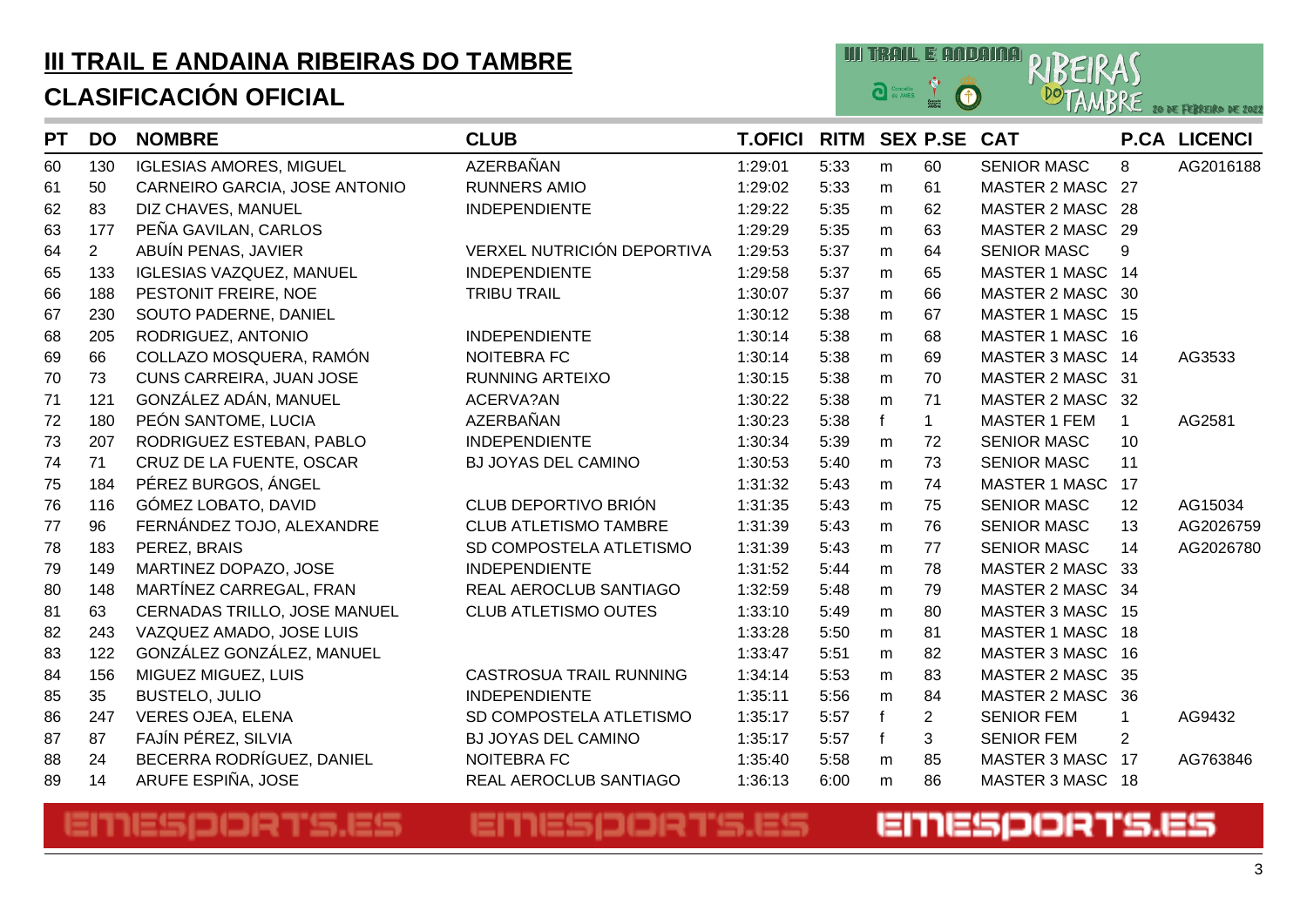# III TRAIL E ANDAINA RIBEIRAS DO TAMBRE

## CLASIFICACIÓN OFICIAL

| PT | DO | NOMBRE | CLUB | T.OFICI | RITM | SEX | P.SE | CAT | P.CA | LICENCI |
|---|---|---|---|---|---|---|---|---|---|---|
| 60 | 130 | IGLESIAS AMORES, MIGUEL | AZERBAÑAN | 1:29:01 | 5:33 | m | 60 | SENIOR MASC | 8 | AG2016188 |
| 61 | 50 | CARNEIRO GARCIA, JOSE ANTONIO | RUNNERS AMIO | 1:29:02 | 5:33 | m | 61 | MASTER 2 MASC | 27 | |
| 62 | 83 | DIZ CHAVES, MANUEL | INDEPENDIENTE | 1:29:22 | 5:35 | m | 62 | MASTER 2 MASC | 28 | |
| 63 | 177 | PEÑA GAVILAN, CARLOS | | 1:29:29 | 5:35 | m | 63 | MASTER 2 MASC | 29 | |
| 64 | 2 | ABUÍN PENAS, JAVIER | VERXEL NUTRICIÓN DEPORTIVA | 1:29:53 | 5:37 | m | 64 | SENIOR MASC | 9 | |
| 65 | 133 | IGLESIAS VAZQUEZ, MANUEL | INDEPENDIENTE | 1:29:58 | 5:37 | m | 65 | MASTER 1 MASC | 14 | |
| 66 | 188 | PESTONIT FREIRE, NOE | TRIBU TRAIL | 1:30:07 | 5:37 | m | 66 | MASTER 2 MASC | 30 | |
| 67 | 230 | SOUTO PADERNE, DANIEL | | 1:30:12 | 5:38 | m | 67 | MASTER 1 MASC | 15 | |
| 68 | 205 | RODRIGUEZ, ANTONIO | INDEPENDIENTE | 1:30:14 | 5:38 | m | 68 | MASTER 1 MASC | 16 | |
| 69 | 66 | COLLAZO MOSQUERA, RAMÓN | NOITEBRA FC | 1:30:14 | 5:38 | m | 69 | MASTER 3 MASC | 14 | AG3533 |
| 70 | 73 | CUNS CARREIRA, JUAN JOSE | RUNNING ARTEIXO | 1:30:15 | 5:38 | m | 70 | MASTER 2 MASC | 31 | |
| 71 | 121 | GONZÁLEZ ADÁN, MANUEL | ACERVA?AN | 1:30:22 | 5:38 | m | 71 | MASTER 2 MASC | 32 | |
| 72 | 180 | PEÓN SANTOME, LUCIA | AZERBAÑAN | 1:30:23 | 5:38 | f | 1 | MASTER 1 FEM | 1 | AG2581 |
| 73 | 207 | RODRIGUEZ ESTEBAN, PABLO | INDEPENDIENTE | 1:30:34 | 5:39 | m | 72 | SENIOR MASC | 10 | |
| 74 | 71 | CRUZ DE LA FUENTE, OSCAR | BJ JOYAS DEL CAMINO | 1:30:53 | 5:40 | m | 73 | SENIOR MASC | 11 | |
| 75 | 184 | PÉREZ BURGOS, ÁNGEL | | 1:31:32 | 5:43 | m | 74 | MASTER 1 MASC | 17 | |
| 76 | 116 | GÓMEZ LOBATO, DAVID | CLUB DEPORTIVO BRIÓN | 1:31:35 | 5:43 | m | 75 | SENIOR MASC | 12 | AG15034 |
| 77 | 96 | FERNÁNDEZ TOJO, ALEXANDRE | CLUB ATLETISMO TAMBRE | 1:31:39 | 5:43 | m | 76 | SENIOR MASC | 13 | AG2026759 |
| 78 | 183 | PEREZ, BRAIS | SD COMPOSTELA ATLETISMO | 1:31:39 | 5:43 | m | 77 | SENIOR MASC | 14 | AG2026780 |
| 79 | 149 | MARTINEZ DOPAZO, JOSE | INDEPENDIENTE | 1:31:52 | 5:44 | m | 78 | MASTER 2 MASC | 33 | |
| 80 | 148 | MARTÍNEZ CARREGAL, FRAN | REAL AEROCLUB SANTIAGO | 1:32:59 | 5:48 | m | 79 | MASTER 2 MASC | 34 | |
| 81 | 63 | CERNADAS TRILLO, JOSE MANUEL | CLUB ATLETISMO OUTES | 1:33:10 | 5:49 | m | 80 | MASTER 3 MASC | 15 | |
| 82 | 243 | VAZQUEZ AMADO, JOSE LUIS | | 1:33:28 | 5:50 | m | 81 | MASTER 1 MASC | 18 | |
| 83 | 122 | GONZÁLEZ GONZÁLEZ, MANUEL | | 1:33:47 | 5:51 | m | 82 | MASTER 3 MASC | 16 | |
| 84 | 156 | MIGUEZ MIGUEZ, LUIS | CASTROSUA TRAIL RUNNING | 1:34:14 | 5:53 | m | 83 | MASTER 2 MASC | 35 | |
| 85 | 35 | BUSTELO, JULIO | INDEPENDIENTE | 1:35:11 | 5:56 | m | 84 | MASTER 2 MASC | 36 | |
| 86 | 247 | VERES OJEA, ELENA | SD COMPOSTELA ATLETISMO | 1:35:17 | 5:57 | f | 2 | SENIOR FEM | 1 | AG9432 |
| 87 | 87 | FAJÍN PÉREZ, SILVIA | BJ JOYAS DEL CAMINO | 1:35:17 | 5:57 | f | 3 | SENIOR FEM | 2 | |
| 88 | 24 | BECERRA RODRÍGUEZ, DANIEL | NOITEBRA FC | 1:35:40 | 5:58 | m | 85 | MASTER 3 MASC | 17 | AG763846 |
| 89 | 14 | ARUFE ESPIÑA, JOSE | REAL AEROCLUB SANTIAGO | 1:36:13 | 6:00 | m | 86 | MASTER 3 MASC | 18 | |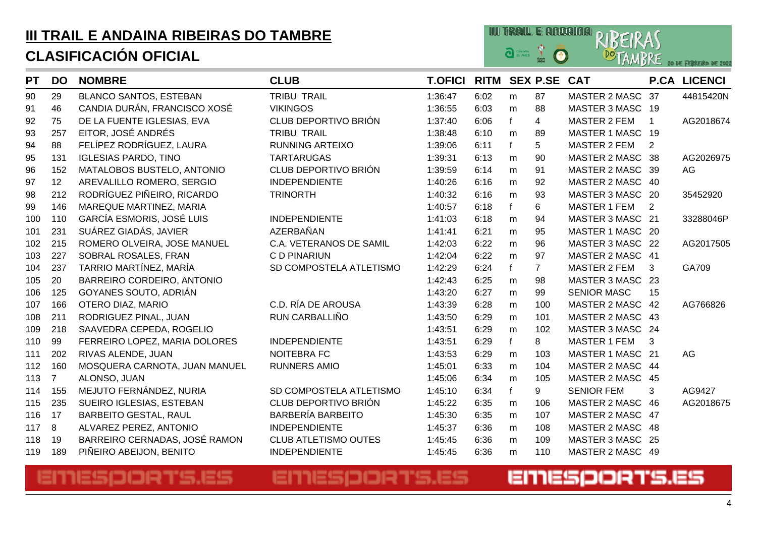# III TRAIL E ANDAINA RIBEIRAS DO TAMBRE

## CLASIFICACIÓN OFICIAL

| PT | DO | NOMBRE | CLUB | T.OFICI | RITM | SEX | P.SE | CAT | P.CA | LICENCI |
|---|---|---|---|---|---|---|---|---|---|---|
| 90 | 29 | BLANCO SANTOS, ESTEBAN | TRIBU TRAIL | 1:36:47 | 6:02 | m | 87 | MASTER 2 MASC | 37 | 44815420N |
| 91 | 46 | CANDIA DURÁN, FRANCISCO XOSÉ | VIKINGOS | 1:36:55 | 6:03 | m | 88 | MASTER 3 MASC | 19 | |
| 92 | 75 | DE LA FUENTE IGLESIAS, EVA | CLUB DEPORTIVO BRIÓN | 1:37:40 | 6:06 | f | 4 | MASTER 2 FEM | 1 | AG2018674 |
| 93 | 257 | EITOR, JOSÉ ANDRÉS | TRIBU TRAIL | 1:38:48 | 6:10 | m | 89 | MASTER 1 MASC | 19 | |
| 94 | 88 | FELÍPEZ RODRÍGUEZ, LAURA | RUNNING ARTEIXO | 1:39:06 | 6:11 | f | 5 | MASTER 2 FEM | 2 | |
| 95 | 131 | IGLESIAS PARDO, TINO | TARTARUGAS | 1:39:31 | 6:13 | m | 90 | MASTER 2 MASC | 38 | AG2026975 |
| 96 | 152 | MATALOBOS BUSTELO, ANTONIO | CLUB DEPORTIVO BRIÓN | 1:39:59 | 6:14 | m | 91 | MASTER 2 MASC | 39 | AG |
| 97 | 12 | AREVALILLO ROMERO, SERGIO | INDEPENDIENTE | 1:40:26 | 6:16 | m | 92 | MASTER 2 MASC | 40 | |
| 98 | 212 | RODRÍGUEZ PIÑEIRO, RICARDO | TRINORTH | 1:40:32 | 6:16 | m | 93 | MASTER 3 MASC | 20 | 35452920 |
| 99 | 146 | MAREQUE MARTINEZ, MARIA | | 1:40:57 | 6:18 | f | 6 | MASTER 1 FEM | 2 | |
| 100 | 110 | GARCÍA ESMORIS, JOSÉ LUIS | INDEPENDIENTE | 1:41:03 | 6:18 | m | 94 | MASTER 3 MASC | 21 | 33288046P |
| 101 | 231 | SUÁREZ GIADÁS, JAVIER | AZERBAÑAN | 1:41:41 | 6:21 | m | 95 | MASTER 1 MASC | 20 | |
| 102 | 215 | ROMERO OLVEIRA, JOSE MANUEL | C.A. VETERANOS DE SAMIL | 1:42:03 | 6:22 | m | 96 | MASTER 3 MASC | 22 | AG2017505 |
| 103 | 227 | SOBRAL ROSALES, FRAN | C D PINARIUN | 1:42:04 | 6:22 | m | 97 | MASTER 2 MASC | 41 | |
| 104 | 237 | TARRIO MARTÍNEZ, MARÍA | SD COMPOSTELA ATLETISMO | 1:42:29 | 6:24 | f | 7 | MASTER 2 FEM | 3 | GA709 |
| 105 | 20 | BARREIRO CORDEIRO, ANTONIO | | 1:42:43 | 6:25 | m | 98 | MASTER 3 MASC | 23 | |
| 106 | 125 | GOYANES SOUTO, ADRIÁN | | 1:43:20 | 6:27 | m | 99 | SENIOR MASC | 15 | |
| 107 | 166 | OTERO DIAZ, MARIO | C.D. RÍA DE AROUSA | 1:43:39 | 6:28 | m | 100 | MASTER 2 MASC | 42 | AG766826 |
| 108 | 211 | RODRIGUEZ PINAL, JUAN | RUN CARBALLIÑO | 1:43:50 | 6:29 | m | 101 | MASTER 2 MASC | 43 | |
| 109 | 218 | SAAVEDRA CEPEDA, ROGELIO | | 1:43:51 | 6:29 | m | 102 | MASTER 3 MASC | 24 | |
| 110 | 99 | FERREIRO LOPEZ, MARIA DOLORES | INDEPENDIENTE | 1:43:51 | 6:29 | f | 8 | MASTER 1 FEM | 3 | |
| 111 | 202 | RIVAS ALENDE, JUAN | NOITEBRA FC | 1:43:53 | 6:29 | m | 103 | MASTER 1 MASC | 21 | AG |
| 112 | 160 | MOSQUERA CARNOTA, JUAN MANUEL | RUNNERS AMIO | 1:45:01 | 6:33 | m | 104 | MASTER 2 MASC | 44 | |
| 113 | 7 | ALONSO, JUAN | | 1:45:06 | 6:34 | m | 105 | MASTER 2 MASC | 45 | |
| 114 | 155 | MEJUTO FERNÁNDEZ, NURIA | SD COMPOSTELA ATLETISMO | 1:45:10 | 6:34 | f | 9 | SENIOR FEM | 3 | AG9427 |
| 115 | 235 | SUEIRO IGLESIAS, ESTEBAN | CLUB DEPORTIVO BRIÓN | 1:45:22 | 6:35 | m | 106 | MASTER 2 MASC | 46 | AG2018675 |
| 116 | 17 | BARBEITO GESTAL, RAUL | BARBERÍA BARBEITO | 1:45:30 | 6:35 | m | 107 | MASTER 2 MASC | 47 | |
| 117 | 8 | ALVAREZ PEREZ, ANTONIO | INDEPENDIENTE | 1:45:37 | 6:36 | m | 108 | MASTER 2 MASC | 48 | |
| 118 | 19 | BARREIRO CERNADAS, JOSÉ RAMON | CLUB ATLETISMO OUTES | 1:45:45 | 6:36 | m | 109 | MASTER 3 MASC | 25 | |
| 119 | 189 | PIÑEIRO ABEIJON, BENITO | INDEPENDIENTE | 1:45:45 | 6:36 | m | 110 | MASTER 2 MASC | 49 | |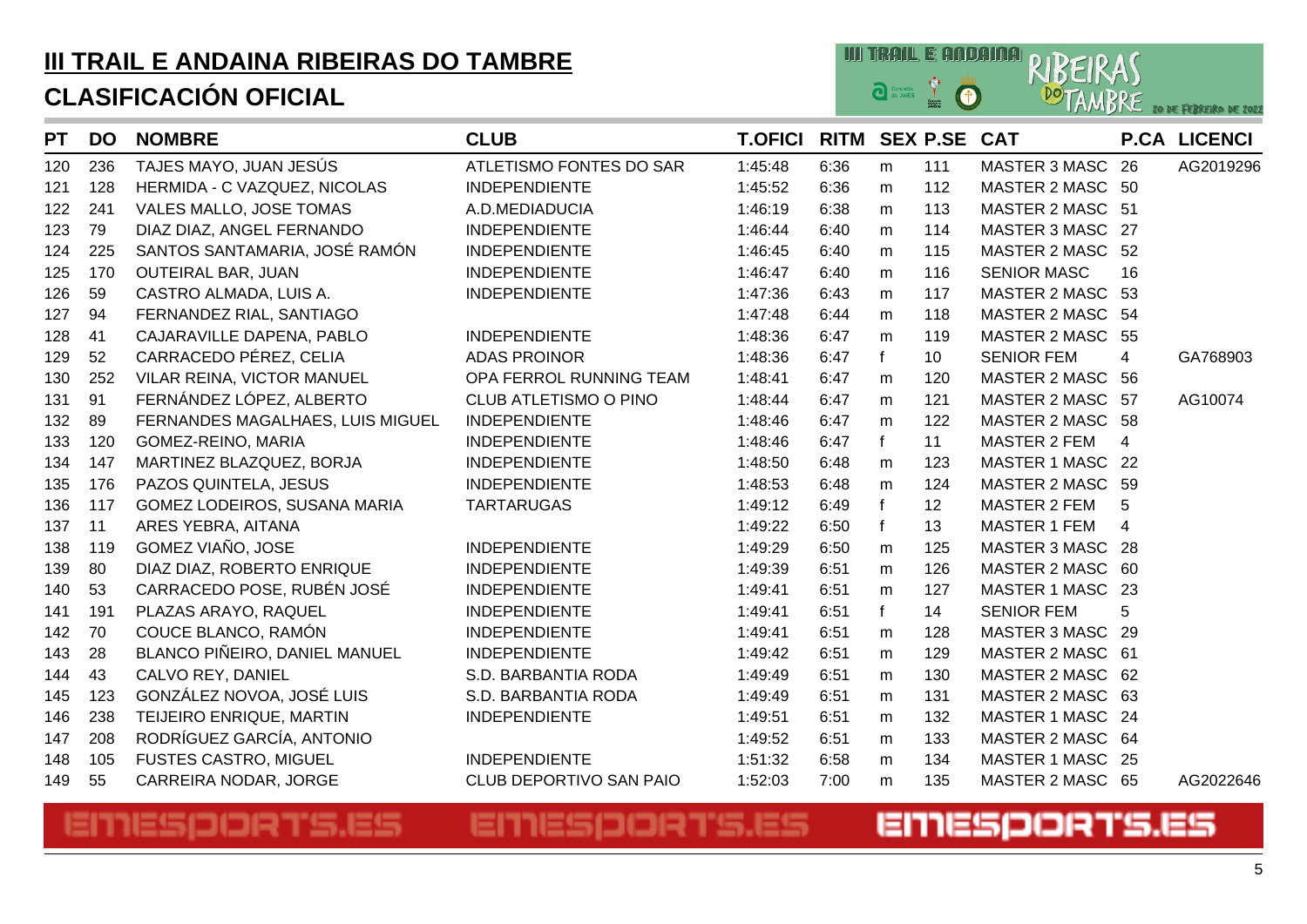# III TRAIL E ANDAINA RIBEIRAS DO TAMBRE

## CLASIFICACIÓN OFICIAL

| PT | DO | NOMBRE | CLUB | T.OFICI | RITM | SEX | P.SE | CAT | P.CA | LICENCI |
|---|---|---|---|---|---|---|---|---|---|---|
| 120 | 236 | TAJES MAYO, JUAN JESÚS | ATLETISMO FONTES DO SAR | 1:45:48 | 6:36 | m | 111 | MASTER 3 MASC | 26 | AG2019296 |
| 121 | 128 | HERMIDA - C VAZQUEZ, NICOLAS | INDEPENDIENTE | 1:45:52 | 6:36 | m | 112 | MASTER 2 MASC | 50 | |
| 122 | 241 | VALES MALLO, JOSE TOMAS | A.D.MEDIADUCIA | 1:46:19 | 6:38 | m | 113 | MASTER 2 MASC | 51 | |
| 123 | 79 | DIAZ DIAZ, ANGEL FERNANDO | INDEPENDIENTE | 1:46:44 | 6:40 | m | 114 | MASTER 3 MASC | 27 | |
| 124 | 225 | SANTOS SANTAMARIA, JOSÉ RAMÓN | INDEPENDIENTE | 1:46:45 | 6:40 | m | 115 | MASTER 2 MASC | 52 | |
| 125 | 170 | OUTEIRAL BAR, JUAN | INDEPENDIENTE | 1:46:47 | 6:40 | m | 116 | SENIOR MASC | 16 | |
| 126 | 59 | CASTRO ALMADA, LUIS A. | INDEPENDIENTE | 1:47:36 | 6:43 | m | 117 | MASTER 2 MASC | 53 | |
| 127 | 94 | FERNANDEZ RIAL, SANTIAGO | | 1:47:48 | 6:44 | m | 118 | MASTER 2 MASC | 54 | |
| 128 | 41 | CAJARAVILLE DAPENA, PABLO | INDEPENDIENTE | 1:48:36 | 6:47 | m | 119 | MASTER 2 MASC | 55 | |
| 129 | 52 | CARRACEDO PÉREZ, CELIA | ADAS PROINOR | 1:48:36 | 6:47 | f | 10 | SENIOR FEM | 4 | GA768903 |
| 130 | 252 | VILAR REINA, VICTOR MANUEL | OPA FERROL RUNNING TEAM | 1:48:41 | 6:47 | m | 120 | MASTER 2 MASC | 56 | |
| 131 | 91 | FERNÁNDEZ LÓPEZ, ALBERTO | CLUB ATLETISMO O PINO | 1:48:44 | 6:47 | m | 121 | MASTER 2 MASC | 57 | AG10074 |
| 132 | 89 | FERNANDES MAGALHAES, LUIS MIGUEL | INDEPENDIENTE | 1:48:46 | 6:47 | m | 122 | MASTER 2 MASC | 58 | |
| 133 | 120 | GOMEZ-REINO, MARIA | INDEPENDIENTE | 1:48:46 | 6:47 | f | 11 | MASTER 2 FEM | 4 | |
| 134 | 147 | MARTINEZ BLAZQUEZ, BORJA | INDEPENDIENTE | 1:48:50 | 6:48 | m | 123 | MASTER 1 MASC | 22 | |
| 135 | 176 | PAZOS QUINTELA, JESUS | INDEPENDIENTE | 1:48:53 | 6:48 | m | 124 | MASTER 2 MASC | 59 | |
| 136 | 117 | GOMEZ LODEIROS, SUSANA MARIA | TARTARUGAS | 1:49:12 | 6:49 | f | 12 | MASTER 2 FEM | 5 | |
| 137 | 11 | ARES YEBRA, AITANA | | 1:49:22 | 6:50 | f | 13 | MASTER 1 FEM | 4 | |
| 138 | 119 | GOMEZ VIAÑO, JOSE | INDEPENDIENTE | 1:49:29 | 6:50 | m | 125 | MASTER 3 MASC | 28 | |
| 139 | 80 | DIAZ DIAZ, ROBERTO ENRIQUE | INDEPENDIENTE | 1:49:39 | 6:51 | m | 126 | MASTER 2 MASC | 60 | |
| 140 | 53 | CARRACEDO POSE, RUBÉN JOSÉ | INDEPENDIENTE | 1:49:41 | 6:51 | m | 127 | MASTER 1 MASC | 23 | |
| 141 | 191 | PLAZAS ARAYO, RAQUEL | INDEPENDIENTE | 1:49:41 | 6:51 | f | 14 | SENIOR FEM | 5 | |
| 142 | 70 | COUCE BLANCO, RAMÓN | INDEPENDIENTE | 1:49:41 | 6:51 | m | 128 | MASTER 3 MASC | 29 | |
| 143 | 28 | BLANCO PIÑEIRO, DANIEL MANUEL | INDEPENDIENTE | 1:49:42 | 6:51 | m | 129 | MASTER 2 MASC | 61 | |
| 144 | 43 | CALVO REY, DANIEL | S.D. BARBANTIA RODA | 1:49:49 | 6:51 | m | 130 | MASTER 2 MASC | 62 | |
| 145 | 123 | GONZÁLEZ NOVOA, JOSÉ LUIS | S.D. BARBANTIA RODA | 1:49:49 | 6:51 | m | 131 | MASTER 2 MASC | 63 | |
| 146 | 238 | TEIJEIRO ENRIQUE, MARTIN | INDEPENDIENTE | 1:49:51 | 6:51 | m | 132 | MASTER 1 MASC | 24 | |
| 147 | 208 | RODRÍGUEZ GARCÍA, ANTONIO | | 1:49:52 | 6:51 | m | 133 | MASTER 2 MASC | 64 | |
| 148 | 105 | FUSTES CASTRO, MIGUEL | INDEPENDIENTE | 1:51:32 | 6:58 | m | 134 | MASTER 1 MASC | 25 | |
| 149 | 55 | CARREIRA NODAR, JORGE | CLUB DEPORTIVO SAN PAIO | 1:52:03 | 7:00 | m | 135 | MASTER 2 MASC | 65 | AG2022646 |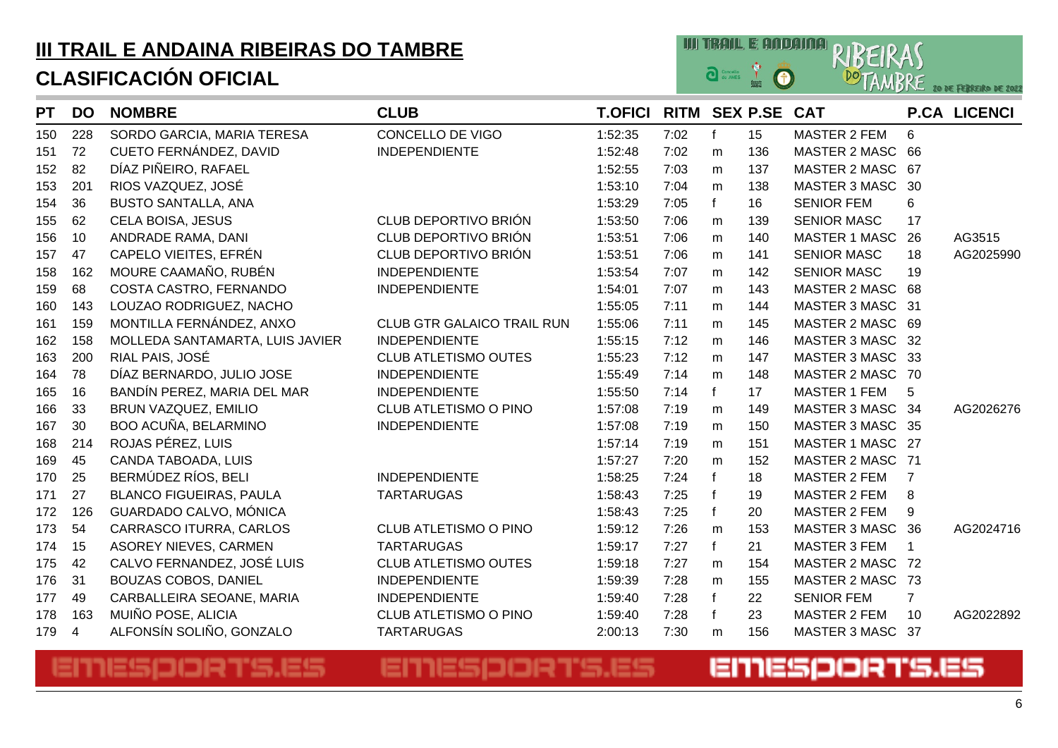# III TRAIL E ANDAINA RIBEIRAS DO TAMBRE

## CLASIFICACIÓN OFICIAL

| PT | DO | NOMBRE | CLUB | T.OFICI | RITM | SEX | P.SE | CAT | P.CA | LICENCI |
|---|---|---|---|---|---|---|---|---|---|---|
| 150 | 228 | SORDO GARCIA, MARIA TERESA | CONCELLO DE VIGO | 1:52:35 | 7:02 | f | 15 | MASTER 2 FEM | 6 | |
| 151 | 72 | CUETO FERNÁNDEZ, DAVID | INDEPENDIENTE | 1:52:48 | 7:02 | m | 136 | MASTER 2 MASC | 66 | |
| 152 | 82 | DÍAZ PIÑEIRO, RAFAEL | | 1:52:55 | 7:03 | m | 137 | MASTER 2 MASC | 67 | |
| 153 | 201 | RIOS VAZQUEZ, JOSÉ | | 1:53:10 | 7:04 | m | 138 | MASTER 3 MASC | 30 | |
| 154 | 36 | BUSTO SANTALLA, ANA | | 1:53:29 | 7:05 | f | 16 | SENIOR FEM | 6 | |
| 155 | 62 | CELA BOISA, JESUS | CLUB DEPORTIVO BRIÓN | 1:53:50 | 7:06 | m | 139 | SENIOR MASC | 17 | |
| 156 | 10 | ANDRADE RAMA, DANI | CLUB DEPORTIVO BRIÓN | 1:53:51 | 7:06 | m | 140 | MASTER 1 MASC | 26 | AG3515 |
| 157 | 47 | CAPELO VIEITES, EFRÉN | CLUB DEPORTIVO BRIÓN | 1:53:51 | 7:06 | m | 141 | SENIOR MASC | 18 | AG2025990 |
| 158 | 162 | MOURE CAAMAÑO, RUBÉN | INDEPENDIENTE | 1:53:54 | 7:07 | m | 142 | SENIOR MASC | 19 | |
| 159 | 68 | COSTA CASTRO, FERNANDO | INDEPENDIENTE | 1:54:01 | 7:07 | m | 143 | MASTER 2 MASC | 68 | |
| 160 | 143 | LOUZAO RODRIGUEZ, NACHO | | 1:55:05 | 7:11 | m | 144 | MASTER 3 MASC | 31 | |
| 161 | 159 | MONTILLA FERNÁNDEZ, ANXO | CLUB GTR GALAICO TRAIL RUN | 1:55:06 | 7:11 | m | 145 | MASTER 2 MASC | 69 | |
| 162 | 158 | MOLLEDA SANTAMARTA, LUIS JAVIER | INDEPENDIENTE | 1:55:15 | 7:12 | m | 146 | MASTER 3 MASC | 32 | |
| 163 | 200 | RIAL PAIS, JOSÉ | CLUB ATLETISMO OUTES | 1:55:23 | 7:12 | m | 147 | MASTER 3 MASC | 33 | |
| 164 | 78 | DÍAZ BERNARDO, JULIO JOSE | INDEPENDIENTE | 1:55:49 | 7:14 | m | 148 | MASTER 2 MASC | 70 | |
| 165 | 16 | BANDÍN PEREZ, MARIA DEL MAR | INDEPENDIENTE | 1:55:50 | 7:14 | f | 17 | MASTER 1 FEM | 5 | |
| 166 | 33 | BRUN VAZQUEZ, EMILIO | CLUB ATLETISMO O PINO | 1:57:08 | 7:19 | m | 149 | MASTER 3 MASC | 34 | AG2026276 |
| 167 | 30 | BOO ACUÑA, BELARMINO | INDEPENDIENTE | 1:57:08 | 7:19 | m | 150 | MASTER 3 MASC | 35 | |
| 168 | 214 | ROJAS PÉREZ, LUIS | | 1:57:14 | 7:19 | m | 151 | MASTER 1 MASC | 27 | |
| 169 | 45 | CANDA TABOADA, LUIS | | 1:57:27 | 7:20 | m | 152 | MASTER 2 MASC | 71 | |
| 170 | 25 | BERMÚDEZ RÍOS, BELI | INDEPENDIENTE | 1:58:25 | 7:24 | f | 18 | MASTER 2 FEM | 7 | |
| 171 | 27 | BLANCO FIGUEIRAS, PAULA | TARTARUGAS | 1:58:43 | 7:25 | f | 19 | MASTER 2 FEM | 8 | |
| 172 | 126 | GUARDADO CALVO, MÓNICA | | 1:58:43 | 7:25 | f | 20 | MASTER 2 FEM | 9 | |
| 173 | 54 | CARRASCO ITURRA, CARLOS | CLUB ATLETISMO O PINO | 1:59:12 | 7:26 | m | 153 | MASTER 3 MASC | 36 | AG2024716 |
| 174 | 15 | ASOREY NIEVES, CARMEN | TARTARUGAS | 1:59:17 | 7:27 | f | 21 | MASTER 3 FEM | 1 | |
| 175 | 42 | CALVO FERNANDEZ, JOSÉ LUIS | CLUB ATLETISMO OUTES | 1:59:18 | 7:27 | m | 154 | MASTER 2 MASC | 72 | |
| 176 | 31 | BOUZAS COBOS, DANIEL | INDEPENDIENTE | 1:59:39 | 7:28 | m | 155 | MASTER 2 MASC | 73 | |
| 177 | 49 | CARBALLEIRA SEOANE, MARIA | INDEPENDIENTE | 1:59:40 | 7:28 | f | 22 | SENIOR FEM | 7 | |
| 178 | 163 | MUIÑO POSE, ALICIA | CLUB ATLETISMO O PINO | 1:59:40 | 7:28 | f | 23 | MASTER 2 FEM | 10 | AG2022892 |
| 179 | 4 | ALFONSÍN SOLIÑO, GONZALO | TARTARUGAS | 2:00:13 | 7:30 | m | 156 | MASTER 3 MASC | 37 | |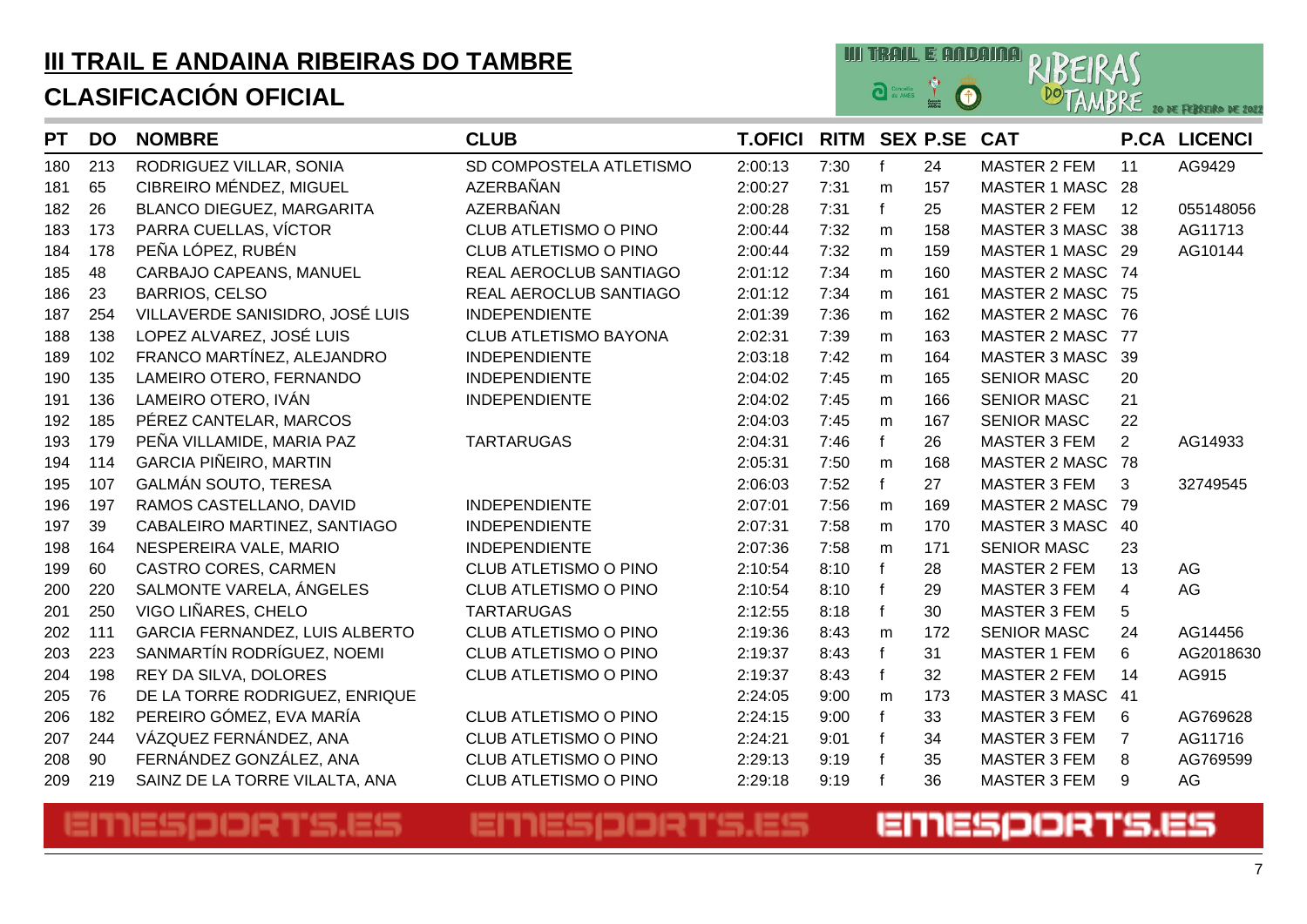# III TRAIL E ANDAINA RIBEIRAS DO TAMBRE

## CLASIFICACIÓN OFICIAL

| PT | DO | NOMBRE | CLUB | T.OFICI | RITM | SEX | P.SE | CAT | P.CA | LICENCI |
|---|---|---|---|---|---|---|---|---|---|---|
| 180 | 213 | RODRIGUEZ VILLAR, SONIA | SD COMPOSTELA ATLETISMO | 2:00:13 | 7:30 | f | 24 | MASTER 2 FEM | 11 | AG9429 |
| 181 | 65 | CIBREIRO MÉNDEZ, MIGUEL | AZERBAÑAN | 2:00:27 | 7:31 | m | 157 | MASTER 1 MASC | 28 | |
| 182 | 26 | BLANCO DIEGUEZ, MARGARITA | AZERBAÑAN | 2:00:28 | 7:31 | f | 25 | MASTER 2 FEM | 12 | 055148056 |
| 183 | 173 | PARRA CUELLAS, VÍCTOR | CLUB ATLETISMO O PINO | 2:00:44 | 7:32 | m | 158 | MASTER 3 MASC | 38 | AG11713 |
| 184 | 178 | PEÑA LÓPEZ, RUBÉN | CLUB ATLETISMO O PINO | 2:00:44 | 7:32 | m | 159 | MASTER 1 MASC | 29 | AG10144 |
| 185 | 48 | CARBAJO CAPEANS, MANUEL | REAL AEROCLUB SANTIAGO | 2:01:12 | 7:34 | m | 160 | MASTER 2 MASC | 74 | |
| 186 | 23 | BARRIOS, CELSO | REAL AEROCLUB SANTIAGO | 2:01:12 | 7:34 | m | 161 | MASTER 2 MASC | 75 | |
| 187 | 254 | VILLAVERDE SANISIDRO, JOSÉ LUIS | INDEPENDIENTE | 2:01:39 | 7:36 | m | 162 | MASTER 2 MASC | 76 | |
| 188 | 138 | LOPEZ ALVAREZ, JOSÉ LUIS | CLUB ATLETISMO BAYONA | 2:02:31 | 7:39 | m | 163 | MASTER 2 MASC | 77 | |
| 189 | 102 | FRANCO MARTÍNEZ, ALEJANDRO | INDEPENDIENTE | 2:03:18 | 7:42 | m | 164 | MASTER 3 MASC | 39 | |
| 190 | 135 | LAMEIRO OTERO, FERNANDO | INDEPENDIENTE | 2:04:02 | 7:45 | m | 165 | SENIOR MASC | 20 | |
| 191 | 136 | LAMEIRO OTERO, IVÁN | INDEPENDIENTE | 2:04:02 | 7:45 | m | 166 | SENIOR MASC | 21 | |
| 192 | 185 | PÉREZ CANTELAR, MARCOS | | 2:04:03 | 7:45 | m | 167 | SENIOR MASC | 22 | |
| 193 | 179 | PEÑA VILLAMIDE, MARIA PAZ | TARTARUGAS | 2:04:31 | 7:46 | f | 26 | MASTER 3 FEM | 2 | AG14933 |
| 194 | 114 | GARCIA PIÑEIRO, MARTIN | | 2:05:31 | 7:50 | m | 168 | MASTER 2 MASC | 78 | |
| 195 | 107 | GALMÁN SOUTO, TERESA | | 2:06:03 | 7:52 | f | 27 | MASTER 3 FEM | 3 | 32749545 |
| 196 | 197 | RAMOS CASTELLANO, DAVID | INDEPENDIENTE | 2:07:01 | 7:56 | m | 169 | MASTER 2 MASC | 79 | |
| 197 | 39 | CABALEIRO MARTINEZ, SANTIAGO | INDEPENDIENTE | 2:07:31 | 7:58 | m | 170 | MASTER 3 MASC | 40 | |
| 198 | 164 | NESPEREIRA VALE, MARIO | INDEPENDIENTE | 2:07:36 | 7:58 | m | 171 | SENIOR MASC | 23 | |
| 199 | 60 | CASTRO CORES, CARMEN | CLUB ATLETISMO O PINO | 2:10:54 | 8:10 | f | 28 | MASTER 2 FEM | 13 | AG |
| 200 | 220 | SALMONTE VARELA, ÁNGELES | CLUB ATLETISMO O PINO | 2:10:54 | 8:10 | f | 29 | MASTER 3 FEM | 4 | AG |
| 201 | 250 | VIGO LIÑARES, CHELO | TARTARUGAS | 2:12:55 | 8:18 | f | 30 | MASTER 3 FEM | 5 | |
| 202 | 111 | GARCIA FERNANDEZ, LUIS ALBERTO | CLUB ATLETISMO O PINO | 2:19:36 | 8:43 | m | 172 | SENIOR MASC | 24 | AG14456 |
| 203 | 223 | SANMARTÍN RODRÍGUEZ, NOEMI | CLUB ATLETISMO O PINO | 2:19:37 | 8:43 | f | 31 | MASTER 1 FEM | 6 | AG2018630 |
| 204 | 198 | REY DA SILVA, DOLORES | CLUB ATLETISMO O PINO | 2:19:37 | 8:43 | f | 32 | MASTER 2 FEM | 14 | AG915 |
| 205 | 76 | DE LA TORRE RODRIGUEZ, ENRIQUE | | 2:24:05 | 9:00 | m | 173 | MASTER 3 MASC | 41 | |
| 206 | 182 | PEREIRO GÓMEZ, EVA MARÍA | CLUB ATLETISMO O PINO | 2:24:15 | 9:00 | f | 33 | MASTER 3 FEM | 6 | AG769628 |
| 207 | 244 | VÁZQUEZ FERNÁNDEZ, ANA | CLUB ATLETISMO O PINO | 2:24:21 | 9:01 | f | 34 | MASTER 3 FEM | 7 | AG11716 |
| 208 | 90 | FERNÁNDEZ GONZÁLEZ, ANA | CLUB ATLETISMO O PINO | 2:29:13 | 9:19 | f | 35 | MASTER 3 FEM | 8 | AG769599 |
| 209 | 219 | SAINZ DE LA TORRE VILALTA, ANA | CLUB ATLETISMO O PINO | 2:29:18 | 9:19 | f | 36 | MASTER 3 FEM | 9 | AG |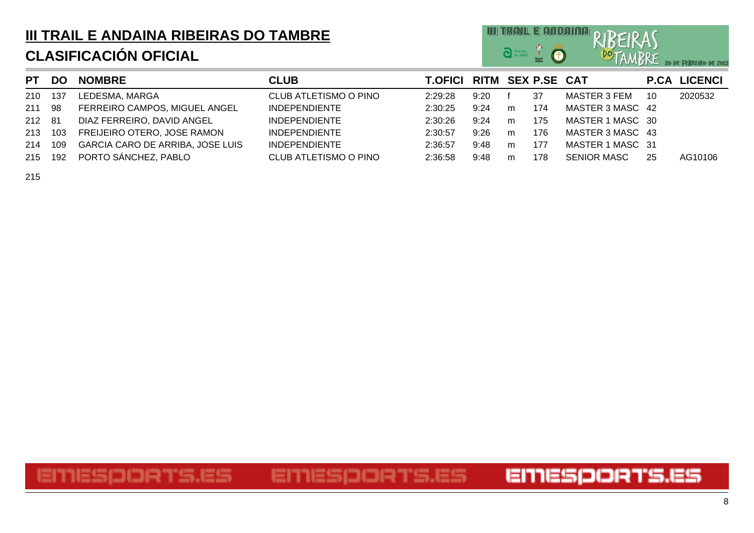# III TRAIL E ANDAINA RIBEIRAS DO TAMBRE

## CLASIFICACIÓN OFICIAL

| PT | DO | NOMBRE | CLUB | T.OFICI | RITM | SEX | P.SE | CAT | P.CA | LICENCI |
|---|---|---|---|---|---|---|---|---|---|---|
| 210 | 137 | LEDESMA, MARGA | CLUB ATLETISMO O PINO | 2:29:28 | 9:20 | f | 37 | MASTER 3 FEM | 10 | 2020532 |
| 211 | 98 | FERREIRO CAMPOS, MIGUEL ANGEL | INDEPENDIENTE | 2:30:25 | 9:24 | m | 174 | MASTER 3 MASC | 42 | |
| 212 | 81 | DIAZ FERREIRO, DAVID ANGEL | INDEPENDIENTE | 2:30:26 | 9:24 | m | 175 | MASTER 1 MASC | 30 | |
| 213 | 103 | FREIJEIRO OTERO, JOSE RAMON | INDEPENDIENTE | 2:30:57 | 9:26 | m | 176 | MASTER 3 MASC | 43 | |
| 214 | 109 | GARCIA CARO DE ARRIBA, JOSE LUIS | INDEPENDIENTE | 2:36:57 | 9:48 | m | 177 | MASTER 1 MASC | 31 | |
| 215 | 192 | PORTO SÁNCHEZ, PABLO | CLUB ATLETISMO O PINO | 2:36:58 | 9:48 | m | 178 | SENIOR MASC | 25 | AG10106 |

215